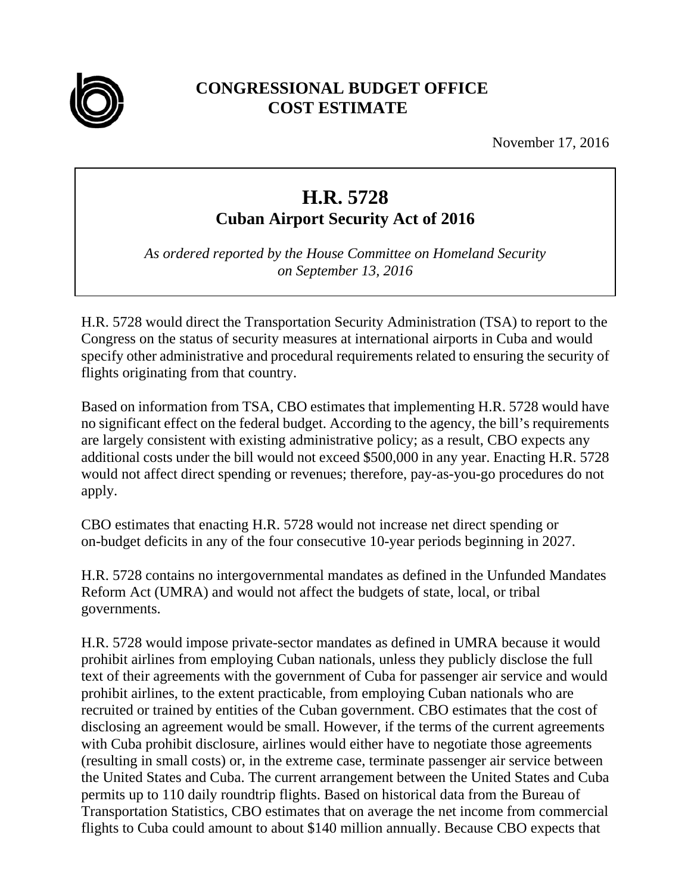**CONGRESSIONAL BUDGET OFFICE**
**COST ESTIMATE**

November 17, 2016

# H.R. 5728
## Cuban Airport Security Act of 2016

*As ordered reported by the House Committee on Homeland Security on September 13, 2016*

H.R. 5728 would direct the Transportation Security Administration (TSA) to report to the Congress on the status of security measures at international airports in Cuba and would specify other administrative and procedural requirements related to ensuring the security of flights originating from that country.

Based on information from TSA, CBO estimates that implementing H.R. 5728 would have no significant effect on the federal budget. According to the agency, the bill's requirements are largely consistent with existing administrative policy; as a result, CBO expects any additional costs under the bill would not exceed $500,000 in any year. Enacting H.R. 5728 would not affect direct spending or revenues; therefore, pay-as-you-go procedures do not apply.

CBO estimates that enacting H.R. 5728 would not increase net direct spending or on-budget deficits in any of the four consecutive 10-year periods beginning in 2027.

H.R. 5728 contains no intergovernmental mandates as defined in the Unfunded Mandates Reform Act (UMRA) and would not affect the budgets of state, local, or tribal governments.

H.R. 5728 would impose private-sector mandates as defined in UMRA because it would prohibit airlines from employing Cuban nationals, unless they publicly disclose the full text of their agreements with the government of Cuba for passenger air service and would prohibit airlines, to the extent practicable, from employing Cuban nationals who are recruited or trained by entities of the Cuban government. CBO estimates that the cost of disclosing an agreement would be small. However, if the terms of the current agreements with Cuba prohibit disclosure, airlines would either have to negotiate those agreements (resulting in small costs) or, in the extreme case, terminate passenger air service between the United States and Cuba. The current arrangement between the United States and Cuba permits up to 110 daily roundtrip flights. Based on historical data from the Bureau of Transportation Statistics, CBO estimates that on average the net income from commercial flights to Cuba could amount to about $140 million annually. Because CBO expects that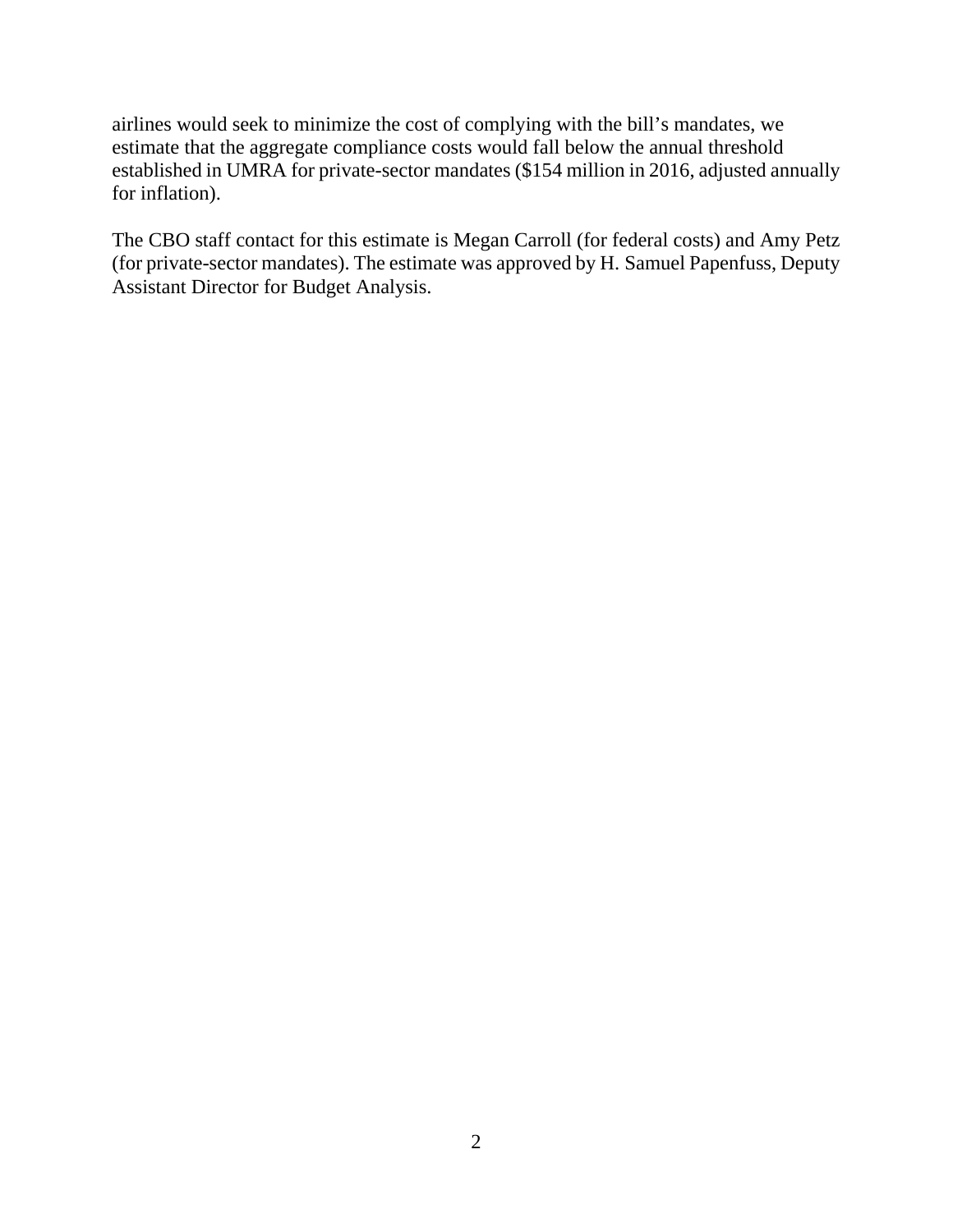airlines would seek to minimize the cost of complying with the bill's mandates, we estimate that the aggregate compliance costs would fall below the annual threshold established in UMRA for private-sector mandates ($154 million in 2016, adjusted annually for inflation).

The CBO staff contact for this estimate is Megan Carroll (for federal costs) and Amy Petz (for private-sector mandates). The estimate was approved by H. Samuel Papenfuss, Deputy Assistant Director for Budget Analysis.